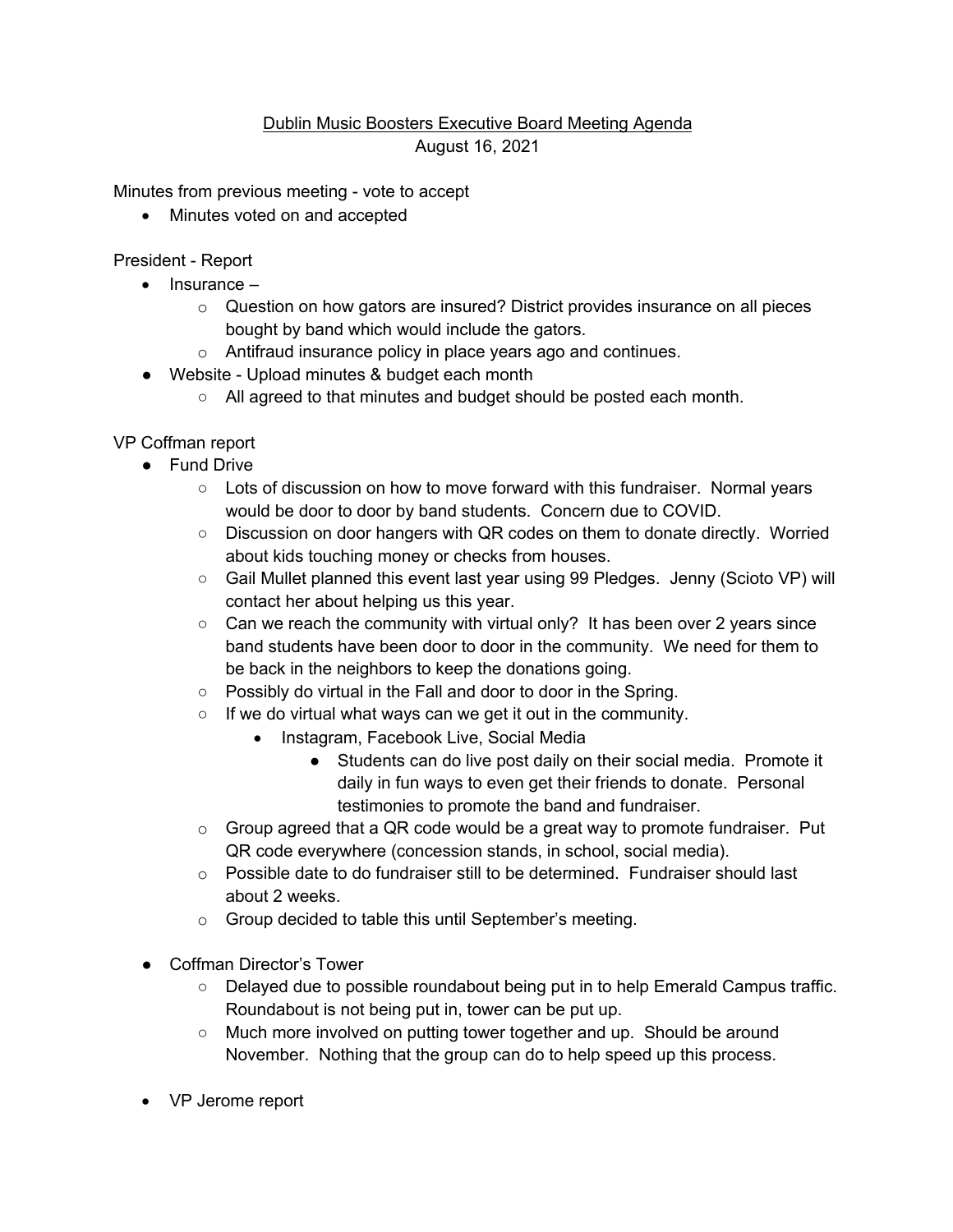Dublin Music Boosters Executive Board Meeting Agenda

August 16, 2021

Minutes from previous meeting - vote to accept

- Minutes voted on and accepted

President - Report

- Insurance –
    - Question on how gators are insured? District provides insurance on all pieces bought by band which would include the gators.
    - Antifraud insurance policy in place years ago and continues.
- Website - Upload minutes & budget each month
    - All agreed to that minutes and budget should be posted each month.

VP Coffman report

- Fund Drive
    - Lots of discussion on how to move forward with this fundraiser. Normal years would be door to door by band students. Concern due to COVID.
    - Discussion on door hangers with QR codes on them to donate directly. Worried about kids touching money or checks from houses.
    - Gail Mullet planned this event last year using 99 Pledges. Jenny (Scioto VP) will contact her about helping us this year.
    - Can we reach the community with virtual only? It has been over 2 years since band students have been door to door in the community. We need for them to be back in the neighbors to keep the donations going.
    - Possibly do virtual in the Fall and door to door in the Spring.
    - If we do virtual what ways can we get it out in the community.
        - Instagram, Facebook Live, Social Media
            - Students can do live post daily on their social media. Promote it daily in fun ways to even get their friends to donate. Personal testimonies to promote the band and fundraiser.
    - Group agreed that a QR code would be a great way to promote fundraiser. Put QR code everywhere (concession stands, in school, social media).
    - Possible date to do fundraiser still to be determined. Fundraiser should last about 2 weeks.
    - Group decided to table this until September's meeting.
- Coffman Director's Tower
    - Delayed due to possible roundabout being put in to help Emerald Campus traffic. Roundabout is not being put in, tower can be put up.
    - Much more involved on putting tower together and up. Should be around November. Nothing that the group can do to help speed up this process.
- VP Jerome report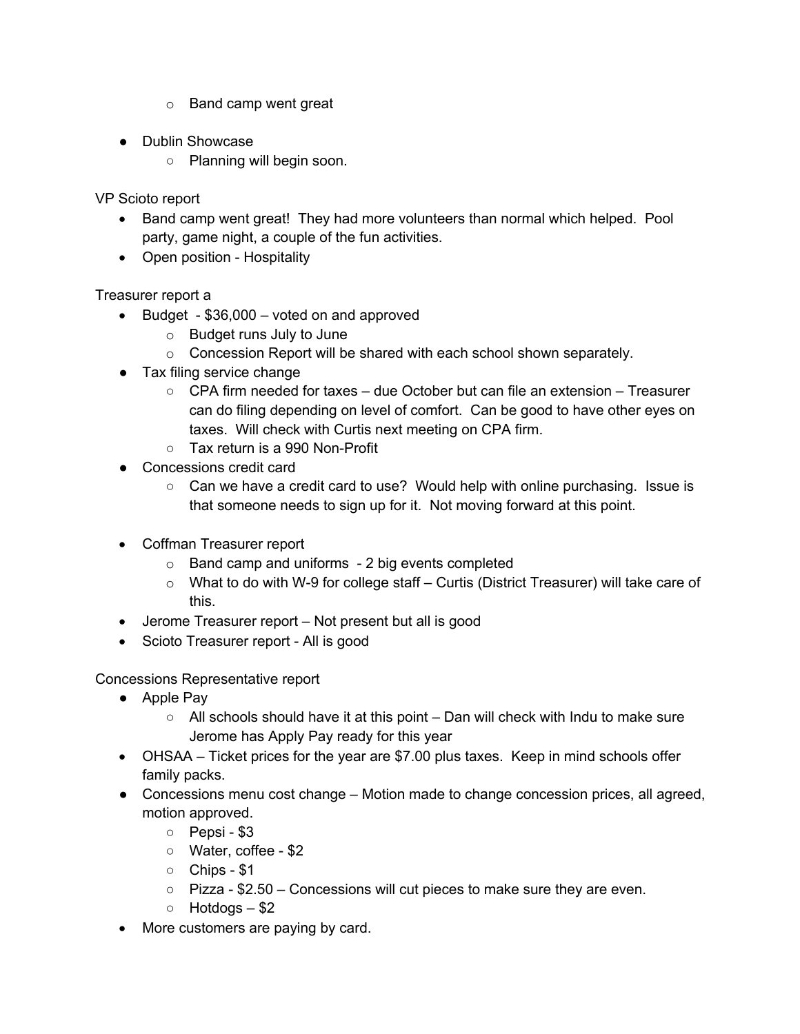- Band camp went great

- Dublin Showcase
  - Planning will begin soon.

VP Scioto report

- Band camp went great! They had more volunteers than normal which helped. Pool party, game night, a couple of the fun activities.
- Open position - Hospitality

Treasurer report a

- Budget - $36,000 – voted on and approved
  - Budget runs July to June
  - Concession Report will be shared with each school shown separately.
- Tax filing service change
  - CPA firm needed for taxes – due October but can file an extension – Treasurer can do filing depending on level of comfort. Can be good to have other eyes on taxes. Will check with Curtis next meeting on CPA firm.
  - Tax return is a 990 Non-Profit
- Concessions credit card
  - Can we have a credit card to use? Would help with online purchasing. Issue is that someone needs to sign up for it. Not moving forward at this point.

- Coffman Treasurer report
  - Band camp and uniforms - 2 big events completed
  - What to do with W-9 for college staff – Curtis (District Treasurer) will take care of this.
- Jerome Treasurer report – Not present but all is good
- Scioto Treasurer report - All is good

Concessions Representative report

- Apple Pay
  - All schools should have it at this point – Dan will check with Indu to make sure Jerome has Apply Pay ready for this year
- OHSAA – Ticket prices for the year are $7.00 plus taxes. Keep in mind schools offer family packs.
- Concessions menu cost change – Motion made to change concession prices, all agreed, motion approved.
  - Pepsi - $3
  - Water, coffee - $2
  - Chips - $1
  - Pizza - $2.50 – Concessions will cut pieces to make sure they are even.
  - Hotdogs – $2
- More customers are paying by card.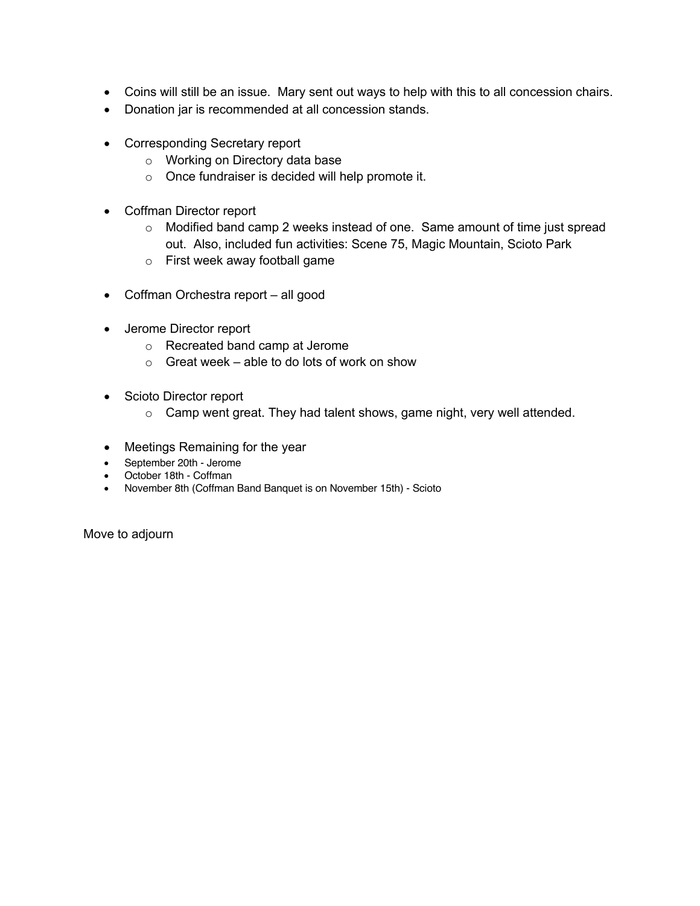- Coins will still be an issue. Mary sent out ways to help with this to all concession chairs.
- Donation jar is recommended at all concession stands.

- Corresponding Secretary report
  - Working on Directory data base
  - Once fundraiser is decided will help promote it.

- Coffman Director report
  - Modified band camp 2 weeks instead of one. Same amount of time just spread out. Also, included fun activities: Scene 75, Magic Mountain, Scioto Park
  - First week away football game

- Coffman Orchestra report – all good

- Jerome Director report
  - Recreated band camp at Jerome
  - Great week – able to do lots of work on show

- Scioto Director report
  - Camp went great. They had talent shows, game night, very well attended.

- Meetings Remaining for the year
- September 20th - Jerome
- October 18th - Coffman
- November 8th (Coffman Band Banquet is on November 15th) - Scioto

Move to adjourn